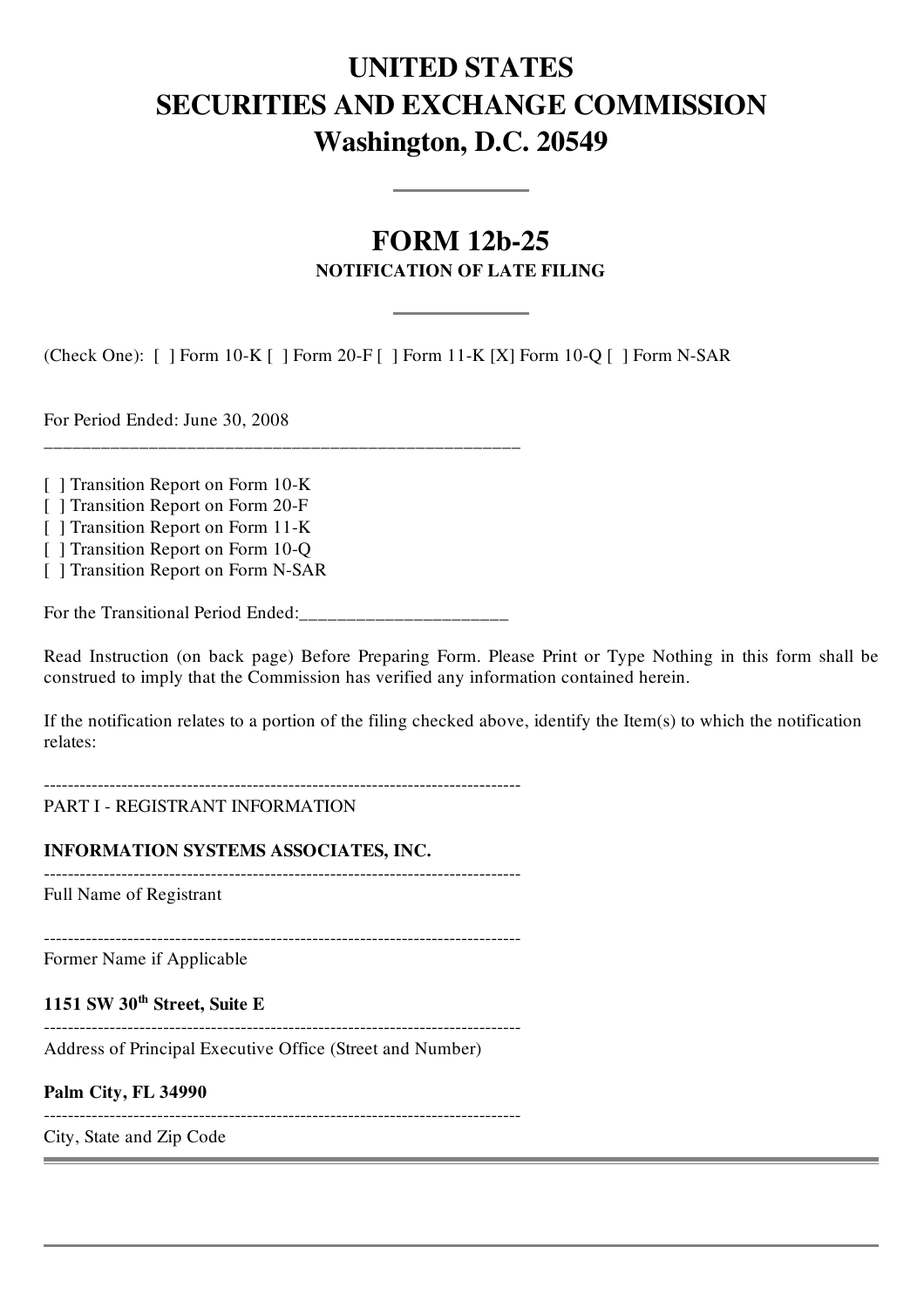# UNITED STATES
# SECURITIES AND EXCHANGE COMMISSION
# Washington, D.C. 20549

---

## FORM 12b-25
### NOTIFICATION OF LATE FILING

---

(Check One): [ ] Form 10-K [ ] Form 20-F [ ] Form 11-K [X] Form 10-Q [ ] Form N-SAR

For Period Ended: June 30, 2008

---

[ ] Transition Report on Form 10-K
[ ] Transition Report on Form 20-F
[ ] Transition Report on Form 11-K
[ ] Transition Report on Form 10-Q
[ ] Transition Report on Form N-SAR

For the Transitional Period Ended:______________________

Read Instruction (on back page) Before Preparing Form. Please Print or Type Nothing in this form shall be construed to imply that the Commission has verified any information contained herein.

If the notification relates to a portion of the filing checked above, identify the Item(s) to which the notification relates:

---

PART I - REGISTRANT INFORMATION

**INFORMATION SYSTEMS ASSOCIATES, INC.**

---

Full Name of Registrant

---

Former Name if Applicable

**1151 SW 30th Street, Suite E**

---

Address of Principal Executive Office (Street and Number)

**Palm City, FL 34990**

---

City, State and Zip Code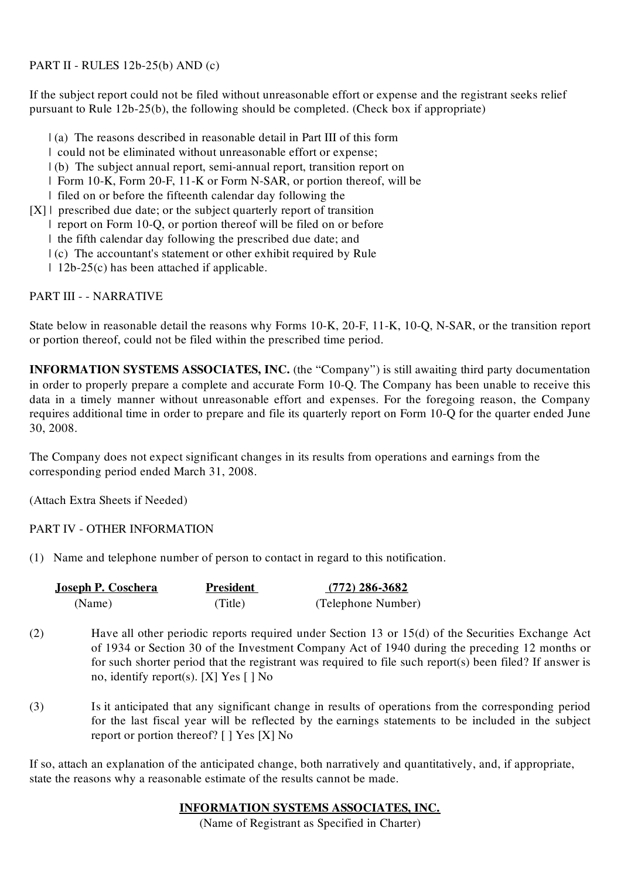PART II - RULES 12b-25(b) AND (c)

If the subject report could not be filed without unreasonable effort or expense and the registrant seeks relief pursuant to Rule 12b-25(b), the following should be completed. (Check box if appropriate)

```
    | (a)  The reasons described in reasonable detail in Part III of this form
    |  could not be eliminated without unreasonable effort or expense;
    | (b)  The subject annual report, semi-annual report, transition report on
    |  Form 10-K, Form 20-F, 11-K or Form N-SAR, or portion thereof, will be
    |  filed on or before the fifteenth calendar day following the
[X] |  prescribed due date; or the subject quarterly report of transition
    |  report on Form 10-Q, or portion thereof will be filed on or before
    |  the fifth calendar day following the prescribed due date; and
    | (c)  The accountant's statement or other exhibit required by Rule
    |  12b-25(c) has been attached if applicable.
```

PART III - - NARRATIVE

State below in reasonable detail the reasons why Forms 10-K, 20-F, 11-K, 10-Q, N-SAR, or the transition report or portion thereof, could not be filed within the prescribed time period.

**INFORMATION SYSTEMS ASSOCIATES, INC.** (the "Company") is still awaiting third party documentation in order to properly prepare a complete and accurate Form 10-Q. The Company has been unable to receive this data in a timely manner without unreasonable effort and expenses. For the foregoing reason, the Company requires additional time in order to prepare and file its quarterly report on Form 10-Q for the quarter ended June 30, 2008.

The Company does not expect significant changes in its results from operations and earnings from the corresponding period ended March 31, 2008.

(Attach Extra Sheets if Needed)

PART IV - OTHER INFORMATION

(1) Name and telephone number of person to contact in regard to this notification.

| **Joseph P. Coschera** | **President** | **(772) 286-3682** |
|---|---|---|
| (Name) | (Title) | (Telephone Number) |

(2) Have all other periodic reports required under Section 13 or 15(d) of the Securities Exchange Act of 1934 or Section 30 of the Investment Company Act of 1940 during the preceding 12 months or for such shorter period that the registrant was required to file such report(s) been filed? If answer is no, identify report(s). [X] Yes [ ] No

(3) Is it anticipated that any significant change in results of operations from the corresponding period for the last fiscal year will be reflected by the earnings statements to be included in the subject report or portion thereof? [ ] Yes [X] No

If so, attach an explanation of the anticipated change, both narratively and quantitatively, and, if appropriate, state the reasons why a reasonable estimate of the results cannot be made.

**INFORMATION SYSTEMS ASSOCIATES, INC.**

(Name of Registrant as Specified in Charter)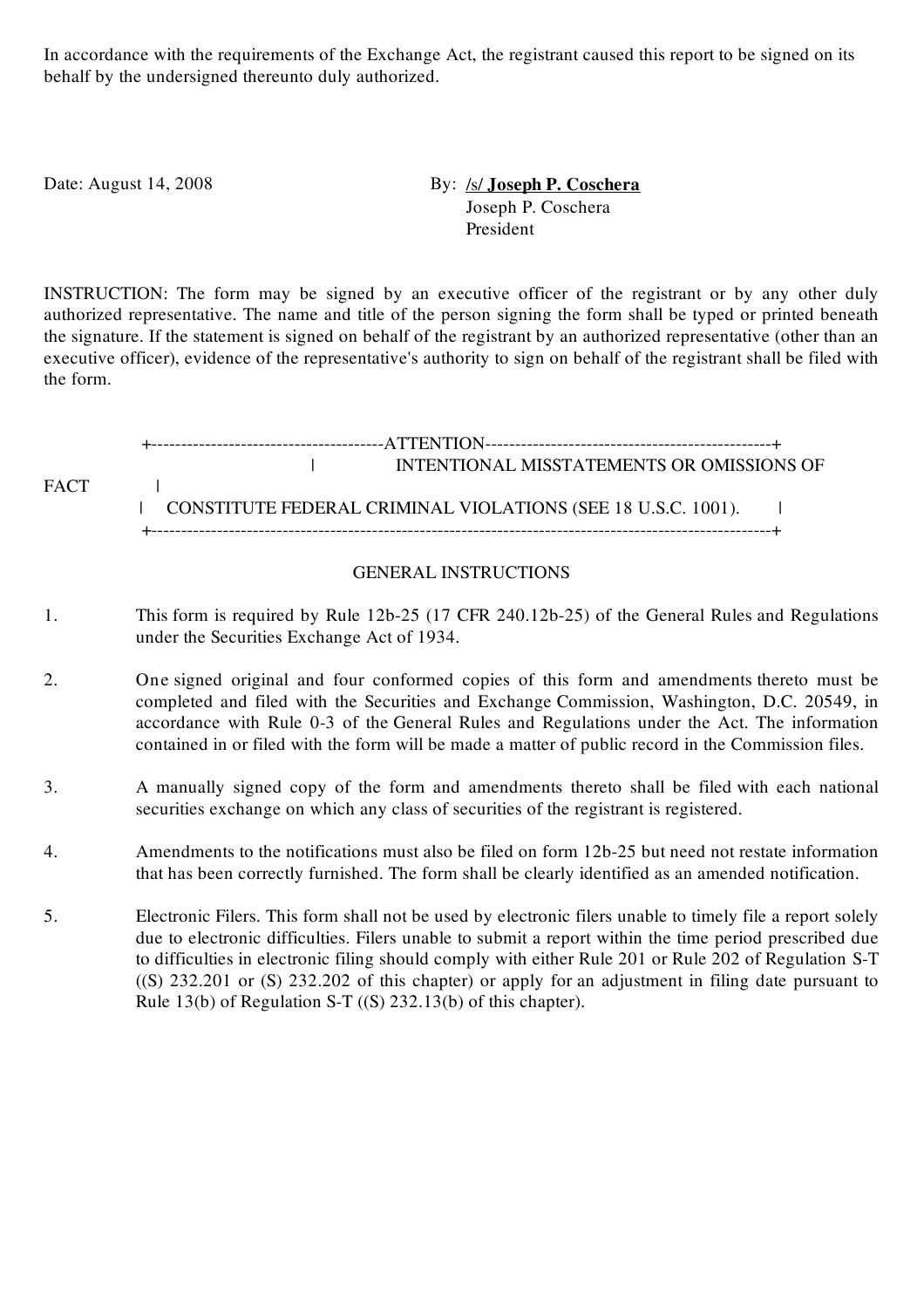In accordance with the requirements of the Exchange Act, the registrant caused this report to be signed on its behalf by the undersigned thereunto duly authorized.

Date: August 14, 2008

By: /s/ **Joseph P. Coschera**
Joseph P. Coschera
President

INSTRUCTION: The form may be signed by an executive officer of the registrant or by any other duly authorized representative. The name and title of the person signing the form shall be typed or printed beneath the signature. If the statement is signed on behalf of the registrant by an authorized representative (other than an executive officer), evidence of the representative's authority to sign on behalf of the registrant shall be filed with the form.

```
+--------------------------------------ATTENTION------------------------------------------------+
|                    INTENTIONAL MISSTATEMENTS OR OMISSIONS OF FACT                              |
|     CONSTITUTE FEDERAL CRIMINAL VIOLATIONS (SEE 18 U.S.C. 1001).                               |
+-----------------------------------------------------------------------------------------------+
```

## GENERAL INSTRUCTIONS

1. This form is required by Rule 12b-25 (17 CFR 240.12b-25) of the General Rules and Regulations under the Securities Exchange Act of 1934.

2. One signed original and four conformed copies of this form and amendments thereto must be completed and filed with the Securities and Exchange Commission, Washington, D.C. 20549, in accordance with Rule 0-3 of the General Rules and Regulations under the Act. The information contained in or filed with the form will be made a matter of public record in the Commission files.

3. A manually signed copy of the form and amendments thereto shall be filed with each national securities exchange on which any class of securities of the registrant is registered.

4. Amendments to the notifications must also be filed on form 12b-25 but need not restate information that has been correctly furnished. The form shall be clearly identified as an amended notification.

5. Electronic Filers. This form shall not be used by electronic filers unable to timely file a report solely due to electronic difficulties. Filers unable to submit a report within the time period prescribed due to difficulties in electronic filing should comply with either Rule 201 or Rule 202 of Regulation S-T ((S) 232.201 or (S) 232.202 of this chapter) or apply for an adjustment in filing date pursuant to Rule 13(b) of Regulation S-T ((S) 232.13(b) of this chapter).